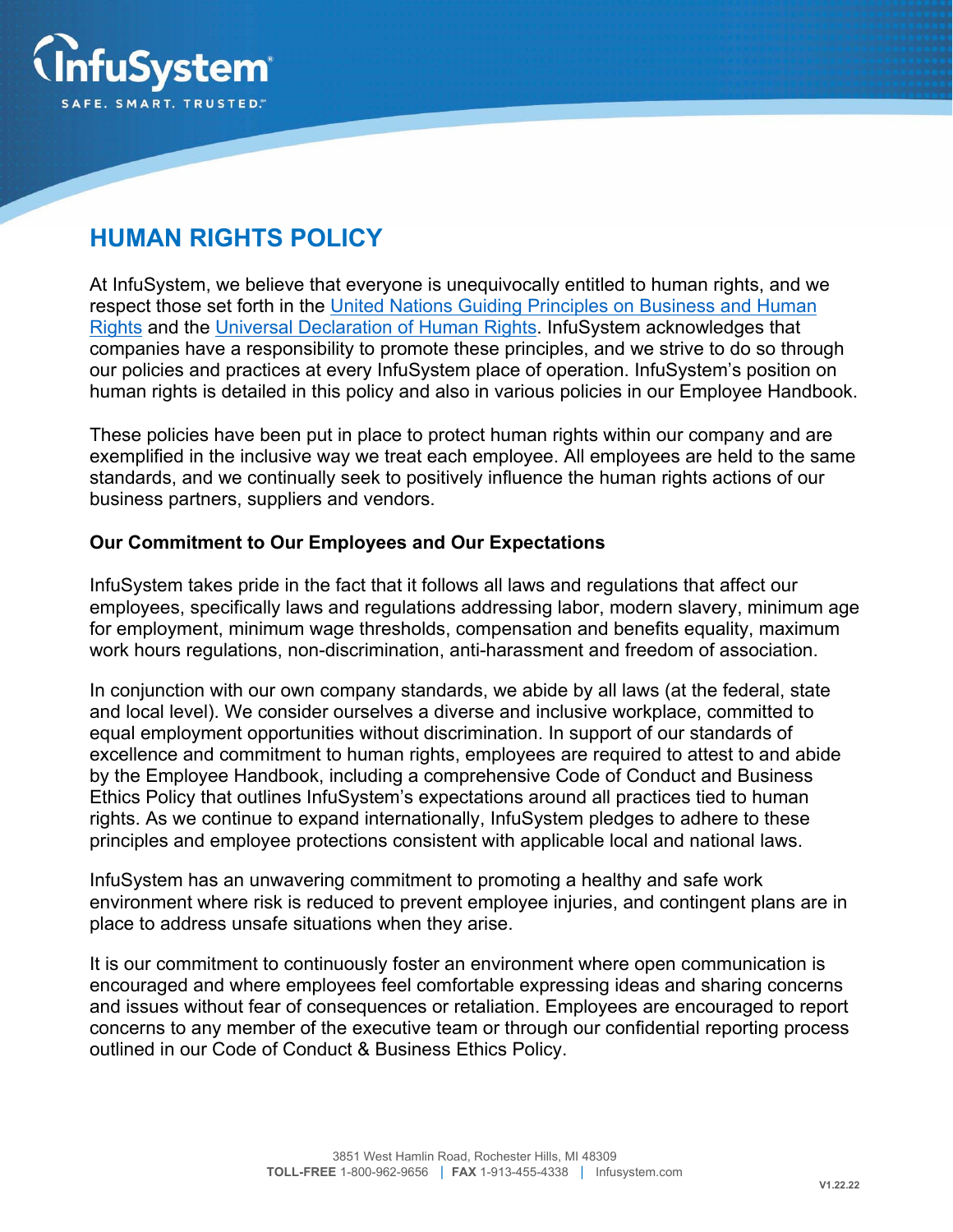# HUMAN RIGHTS POLICY

At InfuSystem, we believe that everyone is unequivocally entitled to human rights, and we respect those set forth in the United Nations Guiding Principles on Business and Human Rights and the Universal Declaration of Human Rights. InfuSystem acknowledges that companies have a responsibility to promote these principles, and we strive to do so through our policies and practices at every InfuSystem place of operation. InfuSystem's position on human rights is detailed in this policy and also in various policies in our Employee Handbook.

These policies have been put in place to protect human rights within our company and are exemplified in the inclusive way we treat each employee. All employees are held to the same standards, and we continually seek to positively influence the human rights actions of our business partners, suppliers and vendors.

**Our Commitment to Our Employees and Our Expectations**

InfuSystem takes pride in the fact that it follows all laws and regulations that affect our employees, specifically laws and regulations addressing labor, modern slavery, minimum age for employment, minimum wage thresholds, compensation and benefits equality, maximum work hours regulations, non-discrimination, anti-harassment and freedom of association.

In conjunction with our own company standards, we abide by all laws (at the federal, state and local level). We consider ourselves a diverse and inclusive workplace, committed to equal employment opportunities without discrimination. In support of our standards of excellence and commitment to human rights, employees are required to attest to and abide by the Employee Handbook, including a comprehensive Code of Conduct and Business Ethics Policy that outlines InfuSystem's expectations around all practices tied to human rights. As we continue to expand internationally, InfuSystem pledges to adhere to these principles and employee protections consistent with applicable local and national laws.

InfuSystem has an unwavering commitment to promoting a healthy and safe work environment where risk is reduced to prevent employee injuries, and contingent plans are in place to address unsafe situations when they arise.

It is our commitment to continuously foster an environment where open communication is encouraged and where employees feel comfortable expressing ideas and sharing concerns and issues without fear of consequences or retaliation. Employees are encouraged to report concerns to any member of the executive team or through our confidential reporting process outlined in our Code of Conduct & Business Ethics Policy.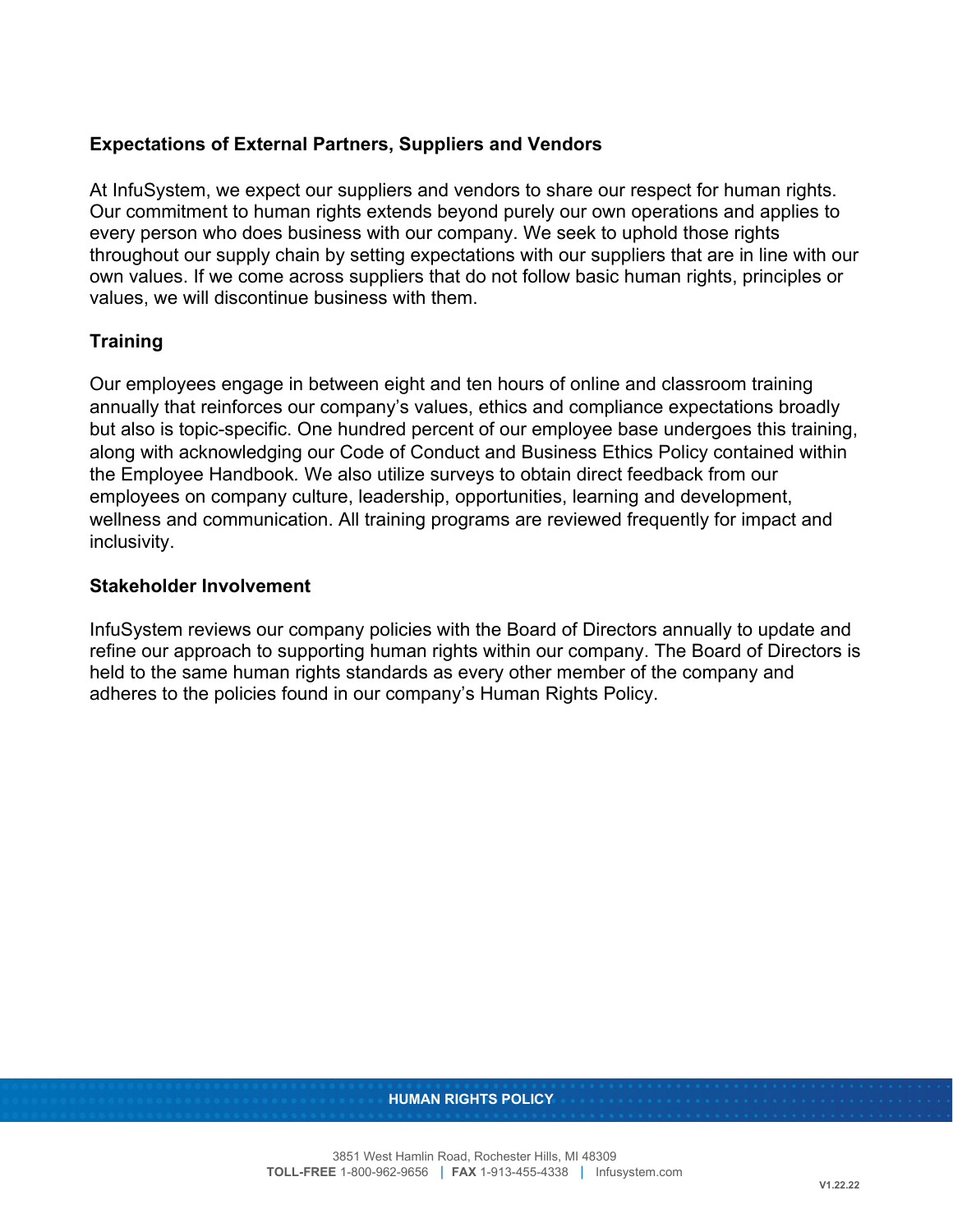## Expectations of External Partners, Suppliers and Vendors

At InfuSystem, we expect our suppliers and vendors to share our respect for human rights. Our commitment to human rights extends beyond purely our own operations and applies to every person who does business with our company. We seek to uphold those rights throughout our supply chain by setting expectations with our suppliers that are in line with our own values. If we come across suppliers that do not follow basic human rights, principles or values, we will discontinue business with them.

## Training

Our employees engage in between eight and ten hours of online and classroom training annually that reinforces our company's values, ethics and compliance expectations broadly but also is topic-specific. One hundred percent of our employee base undergoes this training, along with acknowledging our Code of Conduct and Business Ethics Policy contained within the Employee Handbook. We also utilize surveys to obtain direct feedback from our employees on company culture, leadership, opportunities, learning and development, wellness and communication. All training programs are reviewed frequently for impact and inclusivity.

## Stakeholder Involvement

InfuSystem reviews our company policies with the Board of Directors annually to update and refine our approach to supporting human rights within our company. The Board of Directors is held to the same human rights standards as every other member of the company and adheres to the policies found in our company's Human Rights Policy.